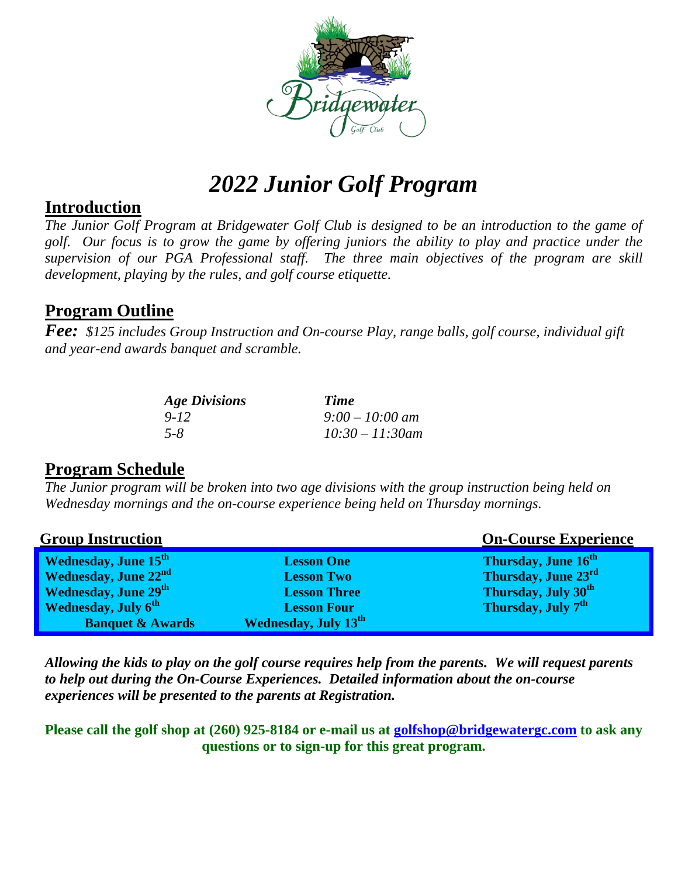# *2022 Junior Golf Program*

## Introduction

*The Junior Golf Program at Bridgewater Golf Club is designed to be an introduction to the game of golf. Our focus is to grow the game by offering juniors the ability to play and practice under the supervision of our PGA Professional staff. The three main objectives of the program are skill development, playing by the rules, and golf course etiquette.*

## Program Outline

***Fee:*** *$125 includes Group Instruction and On-course Play, range balls, golf course, individual gift and year-end awards banquet and scramble.*

| *Age Divisions* | *Time* |
|---|---|
| *9-12* | *9:00 – 10:00 am* |
| *5-8* | *10:30 – 11:30am* |

## Program Schedule

*The Junior program will be broken into two age divisions with the group instruction being held on Wednesday mornings and the on-course experience being held on Thursday mornings.*

| Group Instruction | | On-Course Experience |
|---|---|---|
| **Wednesday, June 15th** | **Lesson One** | **Thursday, June 16th** |
| **Wednesday, June 22nd** | **Lesson Two** | **Thursday, June 23rd** |
| **Wednesday, June 29th** | **Lesson Three** | **Thursday, July 30th** |
| **Wednesday, July 6th** | **Lesson Four** | **Thursday, July 7th** |
| **Banquet & Awards** | **Wednesday, July 13th** | |

***Allowing the kids to play on the golf course requires help from the parents. We will request parents to help out during the On-Course Experiences. Detailed information about the on-course experiences will be presented to the parents at Registration.***

**Please call the golf shop at (260) 925-8184 or e-mail us at golfshop@bridgewatergc.com to ask any questions or to sign-up for this great program.**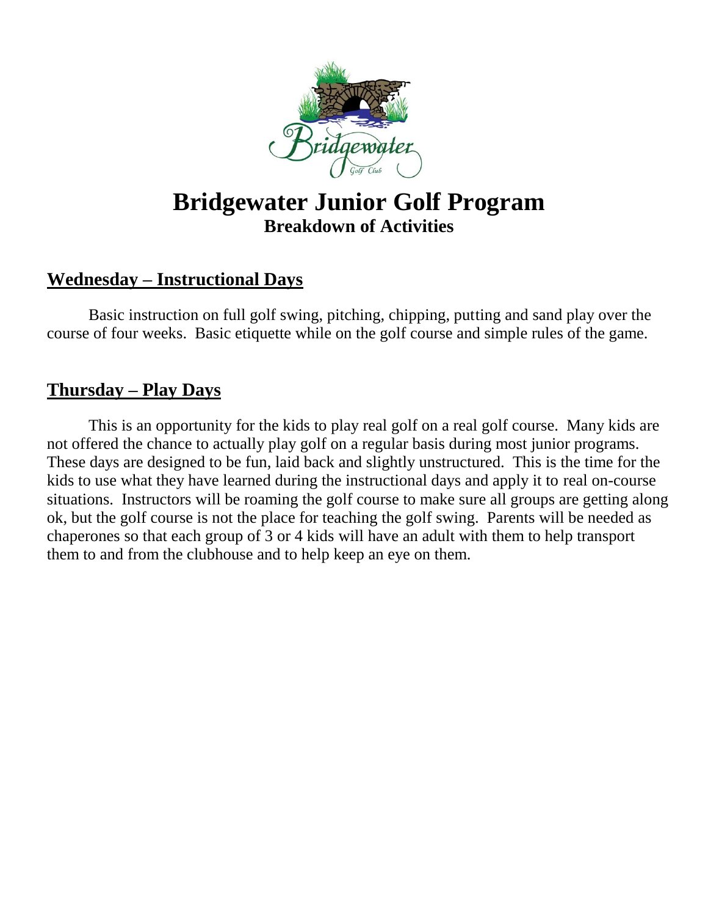# Bridgewater Junior Golf Program

## Breakdown of Activities

## Wednesday – Instructional Days

Basic instruction on full golf swing, pitching, chipping, putting and sand play over the course of four weeks. Basic etiquette while on the golf course and simple rules of the game.

## Thursday – Play Days

This is an opportunity for the kids to play real golf on a real golf course. Many kids are not offered the chance to actually play golf on a regular basis during most junior programs. These days are designed to be fun, laid back and slightly unstructured. This is the time for the kids to use what they have learned during the instructional days and apply it to real on-course situations. Instructors will be roaming the golf course to make sure all groups are getting along ok, but the golf course is not the place for teaching the golf swing. Parents will be needed as chaperones so that each group of 3 or 4 kids will have an adult with them to help transport them to and from the clubhouse and to help keep an eye on them.